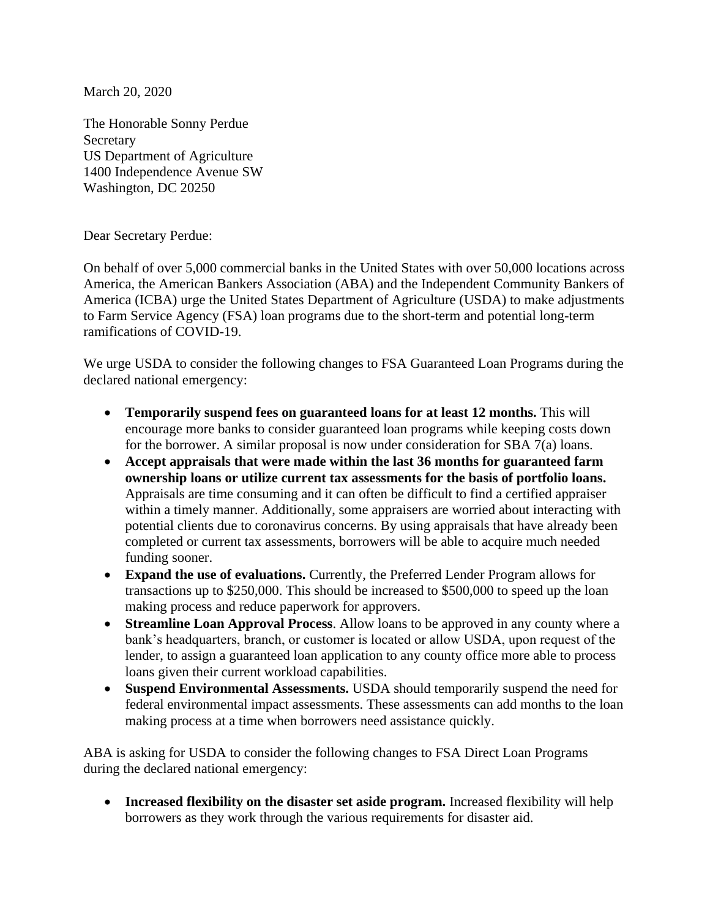March 20, 2020

The Honorable Sonny Perdue
Secretary
US Department of Agriculture
1400 Independence Avenue SW
Washington, DC 20250

Dear Secretary Perdue:

On behalf of over 5,000 commercial banks in the United States with over 50,000 locations across America, the American Bankers Association (ABA) and the Independent Community Bankers of America (ICBA) urge the United States Department of Agriculture (USDA) to make adjustments to Farm Service Agency (FSA) loan programs due to the short-term and potential long-term ramifications of COVID-19.

We urge USDA to consider the following changes to FSA Guaranteed Loan Programs during the declared national emergency:

- **Temporarily suspend fees on guaranteed loans for at least 12 months.** This will encourage more banks to consider guaranteed loan programs while keeping costs down for the borrower. A similar proposal is now under consideration for SBA 7(a) loans.
- **Accept appraisals that were made within the last 36 months for guaranteed farm ownership loans or utilize current tax assessments for the basis of portfolio loans.** Appraisals are time consuming and it can often be difficult to find a certified appraiser within a timely manner. Additionally, some appraisers are worried about interacting with potential clients due to coronavirus concerns. By using appraisals that have already been completed or current tax assessments, borrowers will be able to acquire much needed funding sooner.
- **Expand the use of evaluations.** Currently, the Preferred Lender Program allows for transactions up to $250,000. This should be increased to $500,000 to speed up the loan making process and reduce paperwork for approvers.
- **Streamline Loan Approval Process**. Allow loans to be approved in any county where a bank's headquarters, branch, or customer is located or allow USDA, upon request of the lender, to assign a guaranteed loan application to any county office more able to process loans given their current workload capabilities.
- **Suspend Environmental Assessments.** USDA should temporarily suspend the need for federal environmental impact assessments. These assessments can add months to the loan making process at a time when borrowers need assistance quickly.

ABA is asking for USDA to consider the following changes to FSA Direct Loan Programs during the declared national emergency:

- **Increased flexibility on the disaster set aside program.** Increased flexibility will help borrowers as they work through the various requirements for disaster aid.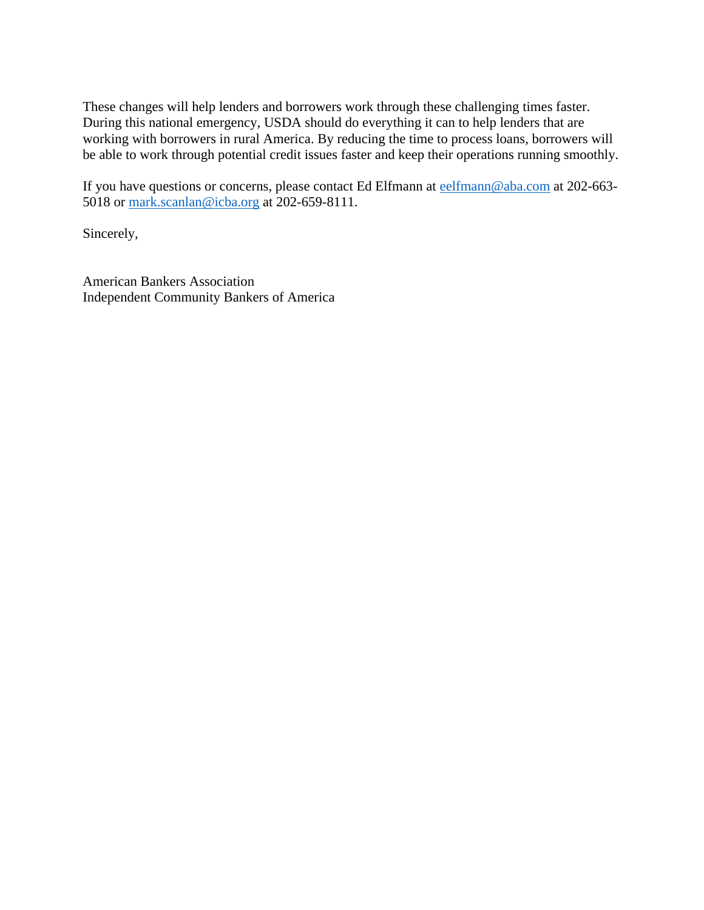These changes will help lenders and borrowers work through these challenging times faster. During this national emergency, USDA should do everything it can to help lenders that are working with borrowers in rural America. By reducing the time to process loans, borrowers will be able to work through potential credit issues faster and keep their operations running smoothly.

If you have questions or concerns, please contact Ed Elfmann at eelfmann@aba.com at 202-663-5018 or mark.scanlan@icba.org at 202-659-8111.

Sincerely,

American Bankers Association  
Independent Community Bankers of America